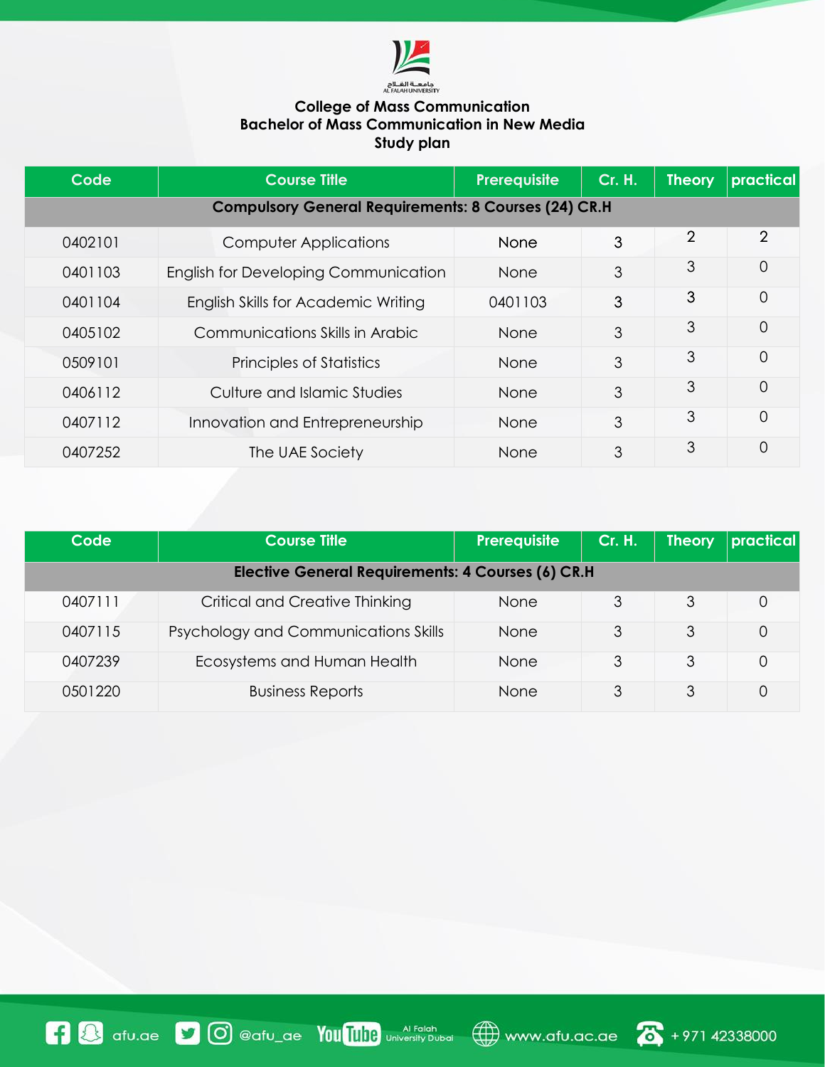# College of Mass Communication
## Bachelor of Mass Communication in New Media
### Study plan

| Code | Course Title | Prerequisite | Cr. H. | Theory | practical |
|---|---|---|---|---|---|
| **Compulsory General Requirements: 8 Courses (24) CR.H** | | | | | |
| 0402101 | Computer Applications | None | 3 | 2 | 2 |
| 0401103 | English for Developing Communication | None | 3 | 3 | 0 |
| 0401104 | English Skills for Academic Writing | 0401103 | 3 | 3 | 0 |
| 0405102 | Communications Skills in Arabic | None | 3 | 3 | 0 |
| 0509101 | Principles of Statistics | None | 3 | 3 | 0 |
| 0406112 | Culture and Islamic Studies | None | 3 | 3 | 0 |
| 0407112 | Innovation and Entrepreneurship | None | 3 | 3 | 0 |
| 0407252 | The UAE Society | None | 3 | 3 | 0 |

| Code | Course Title | Prerequisite | Cr. H. | Theory | practical |
|---|---|---|---|---|---|
| **Elective General Requirements: 4 Courses (6) CR.H** | | | | | |
| 0407111 | Critical and Creative Thinking | None | 3 | 3 | 0 |
| 0407115 | Psychology and Communications Skills | None | 3 | 3 | 0 |
| 0407239 | Ecosystems and Human Health | None | 3 | 3 | 0 |
| 0501220 | Business Reports | None | 3 | 3 | 0 |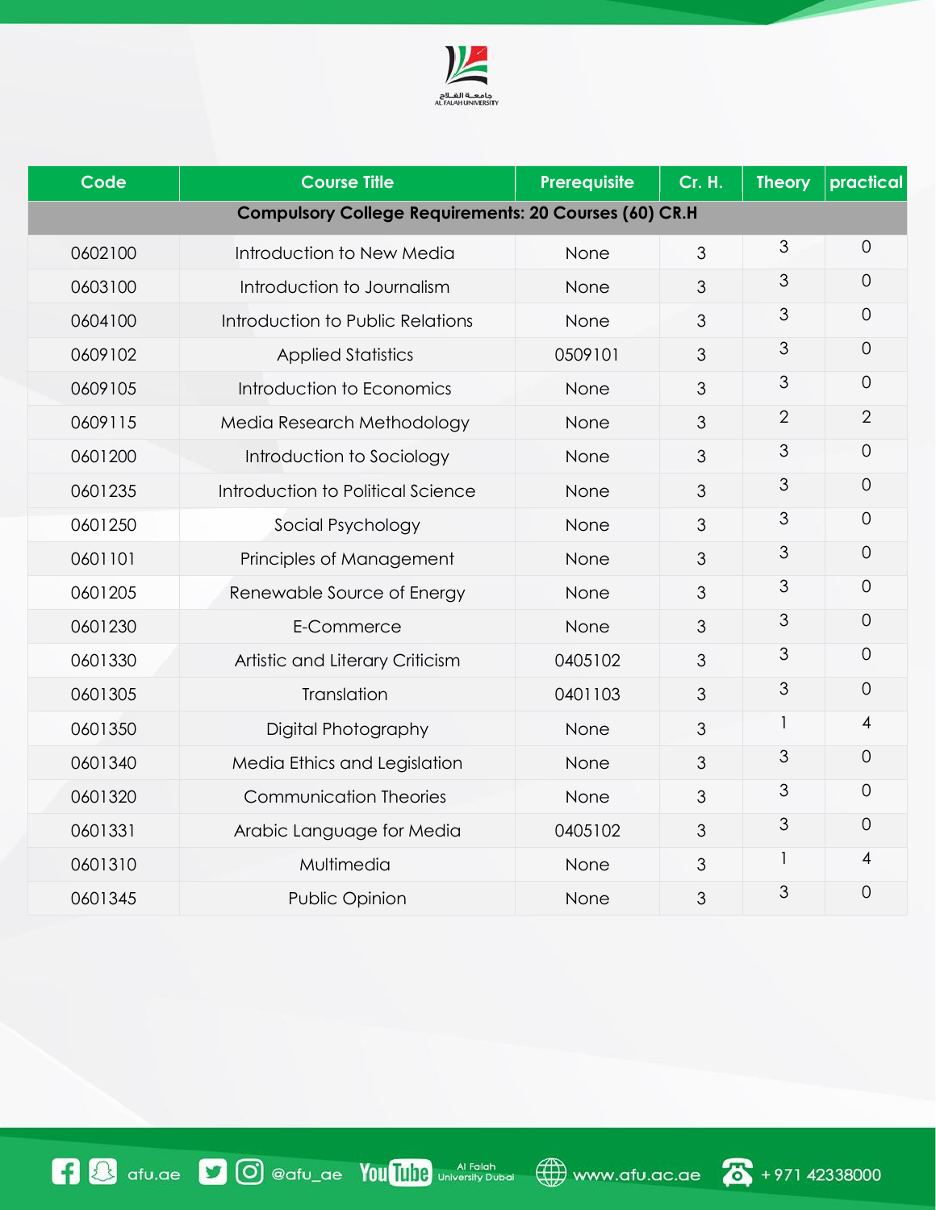| Code | Course Title | Prerequisite | Cr. H. | Theory | practical |
|---|---|---|---|---|---|
| **Compulsory College Requirements: 20 Courses (60) CR.H** | | | | | |
| 0602100 | Introduction to New Media | None | 3 | 3 | 0 |
| 0603100 | Introduction to Journalism | None | 3 | 3 | 0 |
| 0604100 | Introduction to Public Relations | None | 3 | 3 | 0 |
| 0609102 | Applied Statistics | 0509101 | 3 | 3 | 0 |
| 0609105 | Introduction to Economics | None | 3 | 3 | 0 |
| 0609115 | Media Research Methodology | None | 3 | 2 | 2 |
| 0601200 | Introduction to Sociology | None | 3 | 3 | 0 |
| 0601235 | Introduction to Political Science | None | 3 | 3 | 0 |
| 0601250 | Social Psychology | None | 3 | 3 | 0 |
| 0601101 | Principles of Management | None | 3 | 3 | 0 |
| 0601205 | Renewable Source of Energy | None | 3 | 3 | 0 |
| 0601230 | E-Commerce | None | 3 | 3 | 0 |
| 0601330 | Artistic and Literary Criticism | 0405102 | 3 | 3 | 0 |
| 0601305 | Translation | 0401103 | 3 | 3 | 0 |
| 0601350 | Digital Photography | None | 3 | 1 | 4 |
| 0601340 | Media Ethics and Legislation | None | 3 | 3 | 0 |
| 0601320 | Communication Theories | None | 3 | 3 | 0 |
| 0601331 | Arabic Language for Media | 0405102 | 3 | 3 | 0 |
| 0601310 | Multimedia | None | 3 | 1 | 4 |
| 0601345 | Public Opinion | None | 3 | 3 | 0 |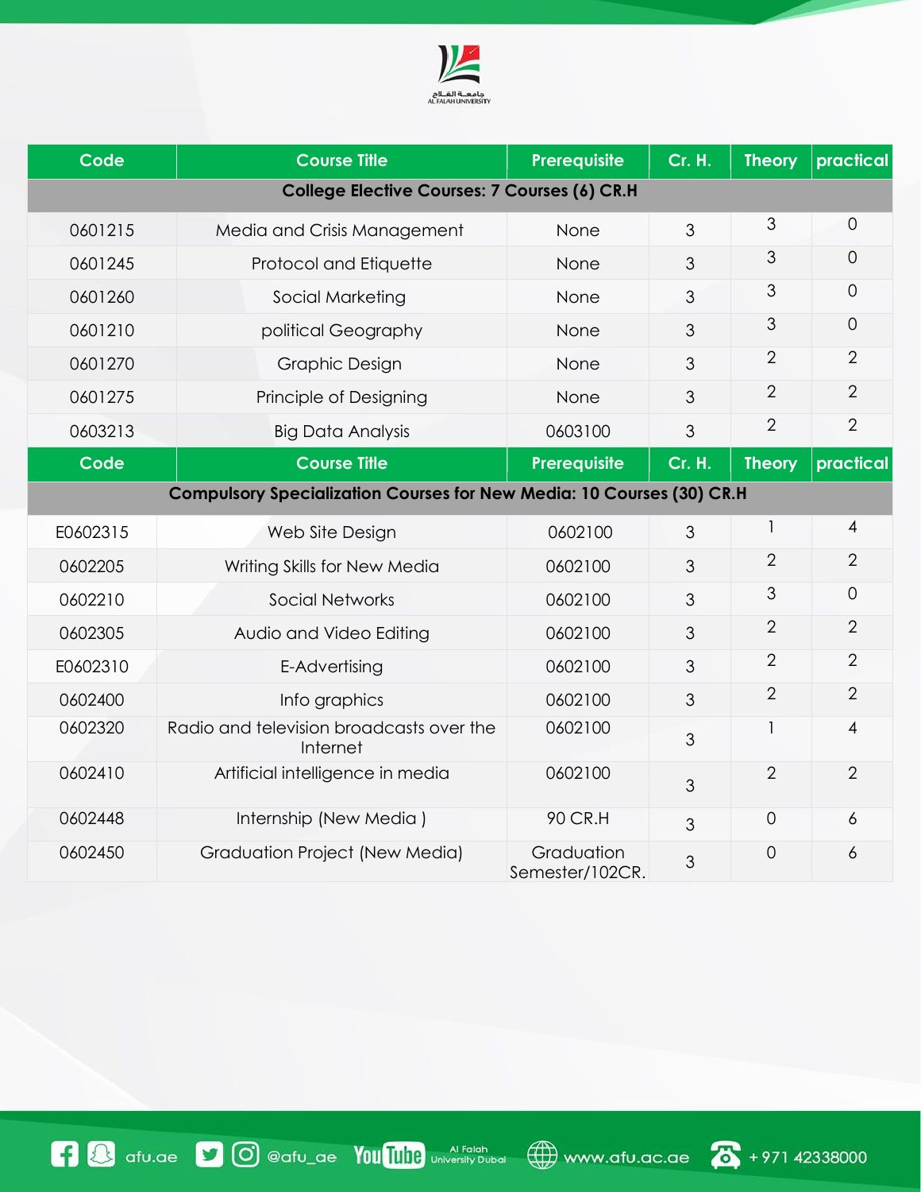| Code | Course Title | Prerequisite | Cr. H. | Theory | practical |
|---|---|---|---|---|---|
| **College Elective Courses: 7 Courses (6) CR.H** | | | | | |
| 0601215 | Media and Crisis Management | None | 3 | 3 | 0 |
| 0601245 | Protocol and Etiquette | None | 3 | 3 | 0 |
| 0601260 | Social Marketing | None | 3 | 3 | 0 |
| 0601210 | political Geography | None | 3 | 3 | 0 |
| 0601270 | Graphic Design | None | 3 | 2 | 2 |
| 0601275 | Principle of Designing | None | 3 | 2 | 2 |
| 0603213 | Big Data Analysis | 0603100 | 3 | 2 | 2 |

| Code | Course Title | Prerequisite | Cr. H. | Theory | practical |
|---|---|---|---|---|---|
| **Compulsory Specialization Courses for New Media: 10 Courses (30) CR.H** | | | | | |
| E0602315 | Web Site Design | 0602100 | 3 | 1 | 4 |
| 0602205 | Writing Skills for New Media | 0602100 | 3 | 2 | 2 |
| 0602210 | Social Networks | 0602100 | 3 | 3 | 0 |
| 0602305 | Audio and Video Editing | 0602100 | 3 | 2 | 2 |
| E0602310 | E-Advertising | 0602100 | 3 | 2 | 2 |
| 0602400 | Info graphics | 0602100 | 3 | 2 | 2 |
| 0602320 | Radio and television broadcasts over the Internet | 0602100 | 3 | 1 | 4 |
| 0602410 | Artificial intelligence in media | 0602100 | 3 | 2 | 2 |
| 0602448 | Internship (New Media ) | 90 CR.H | 3 | 0 | 6 |
| 0602450 | Graduation Project (New Media) | Graduation Semester/102CR. | 3 | 0 | 6 |